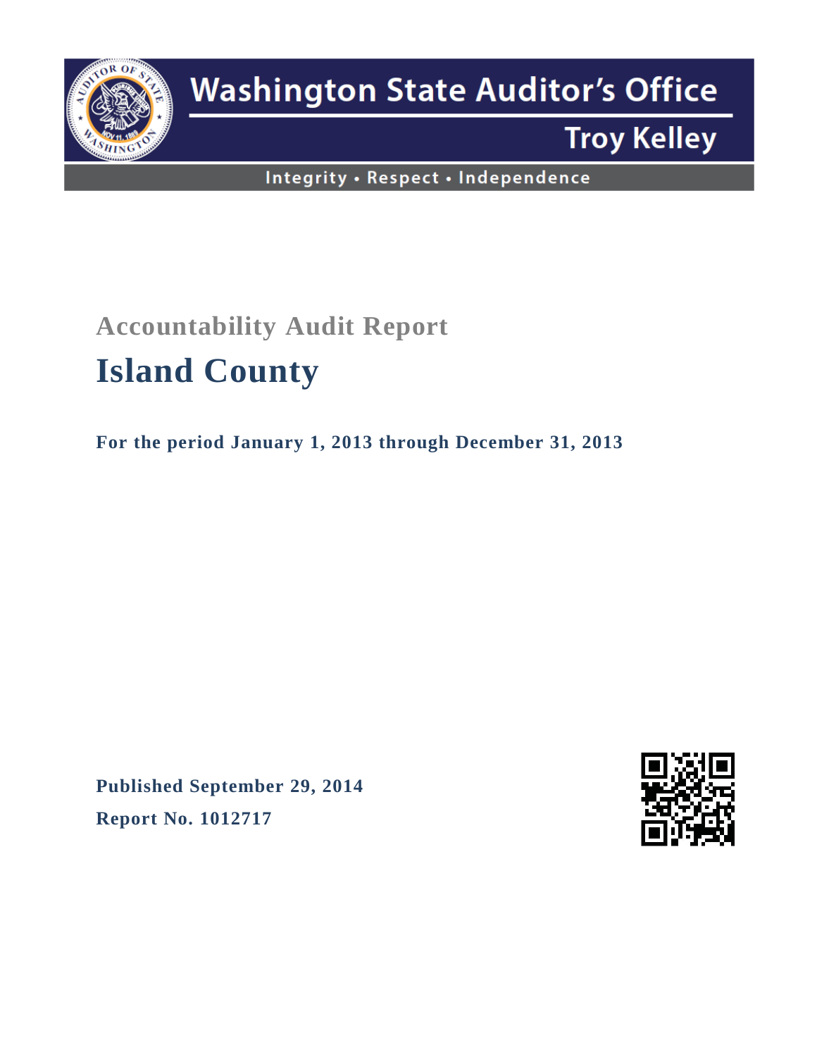Washington State Auditor's Office

Troy Kelley

Integrity • Respect • Independence

## Accountability Audit Report

# Island County

**For the period January 1, 2013 through December 31, 2013**

**Published September 29, 2014**

**Report No. 1012717**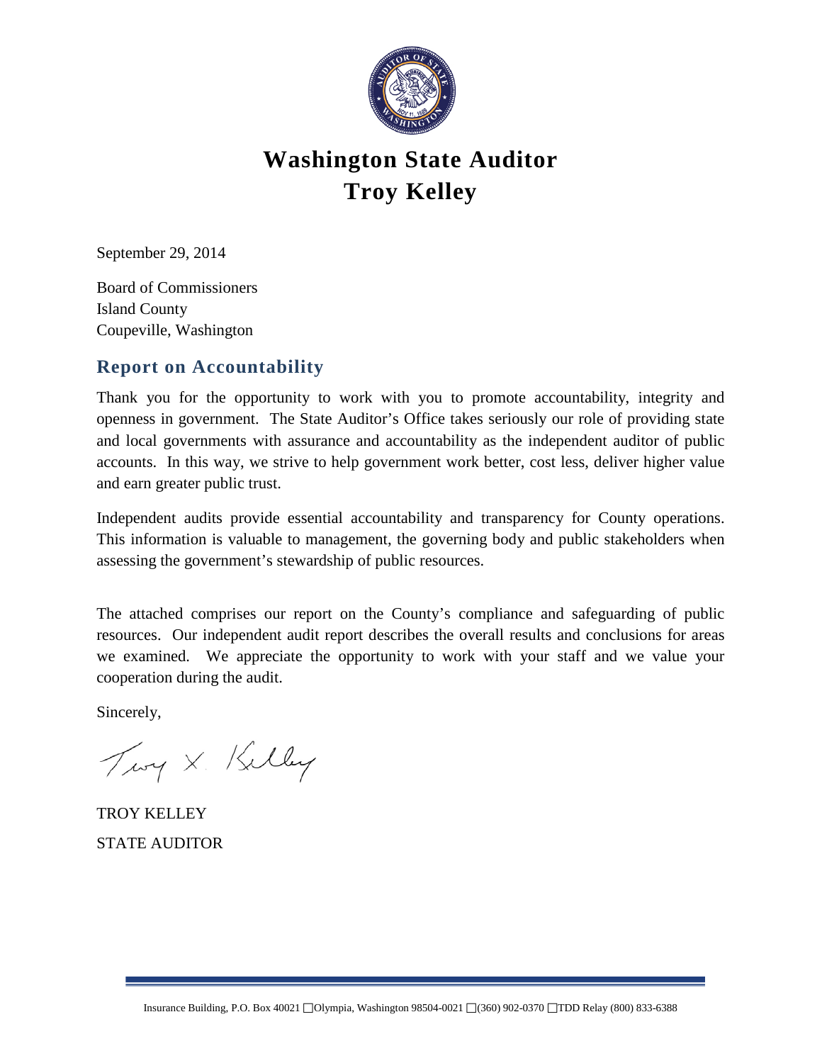# Washington State Auditor
# Troy Kelley

September 29, 2014

Board of Commissioners
Island County
Coupeville, Washington

## Report on Accountability

Thank you for the opportunity to work with you to promote accountability, integrity and openness in government. The State Auditor's Office takes seriously our role of providing state and local governments with assurance and accountability as the independent auditor of public accounts. In this way, we strive to help government work better, cost less, deliver higher value and earn greater public trust.

Independent audits provide essential accountability and transparency for County operations. This information is valuable to management, the governing body and public stakeholders when assessing the government's stewardship of public resources.

The attached comprises our report on the County's compliance and safeguarding of public resources. Our independent audit report describes the overall results and conclusions for areas we examined. We appreciate the opportunity to work with your staff and we value your cooperation during the audit.

Sincerely,

TROY KELLEY
STATE AUDITOR

Insurance Building, P.O. Box 40021 ▢Olympia, Washington 98504-0021 ▢(360) 902-0370 ▢TDD Relay (800) 833-6388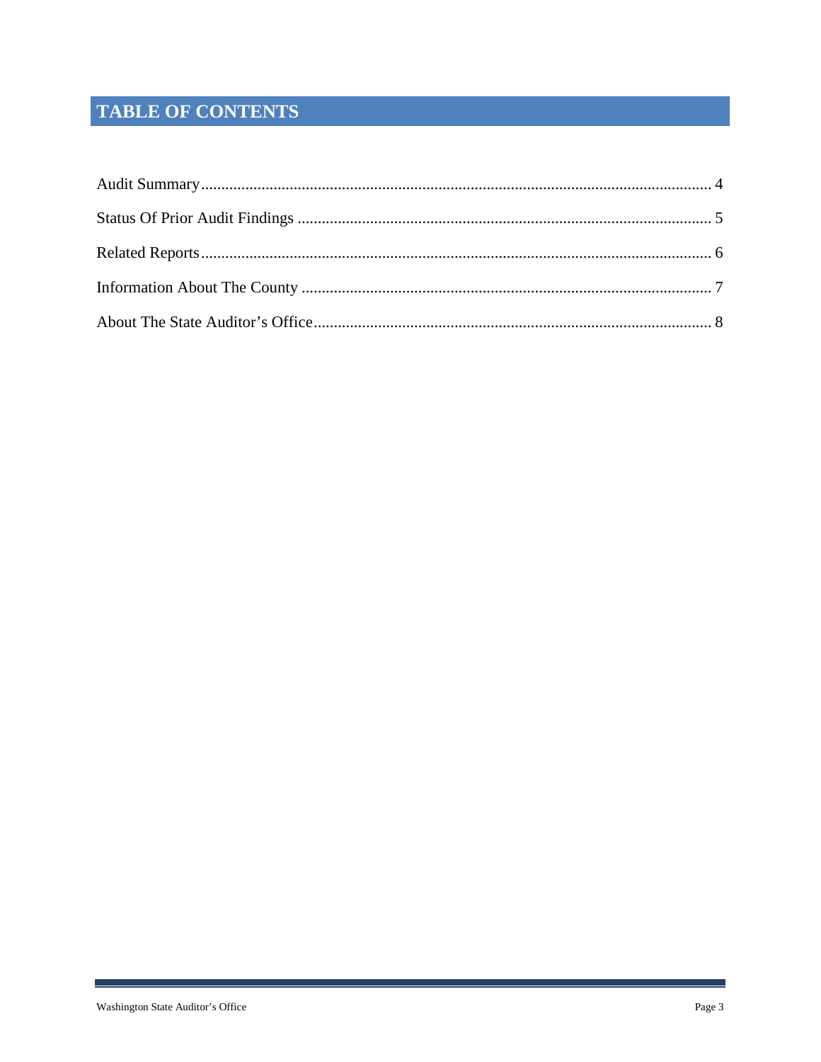# TABLE OF CONTENTS

Audit Summary ........................................................................................................................ 4

Status Of Prior Audit Findings ................................................................................................ 5

Related Reports ...................................................................................................................... 6

Information About The County ............................................................................................... 7

About The State Auditor's Office ............................................................................................ 8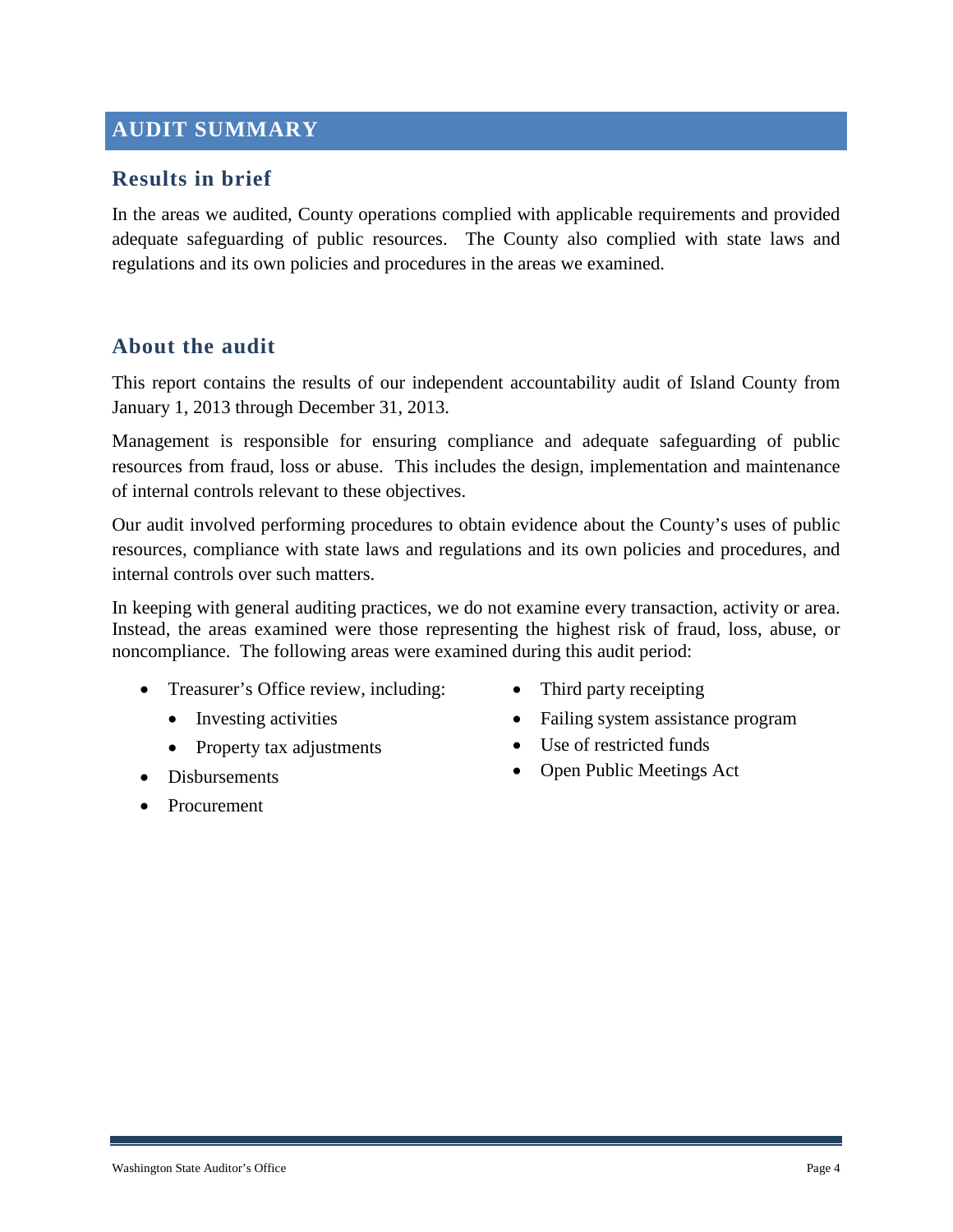# AUDIT SUMMARY

## Results in brief

In the areas we audited, County operations complied with applicable requirements and provided adequate safeguarding of public resources. The County also complied with state laws and regulations and its own policies and procedures in the areas we examined.

## About the audit

This report contains the results of our independent accountability audit of Island County from January 1, 2013 through December 31, 2013.

Management is responsible for ensuring compliance and adequate safeguarding of public resources from fraud, loss or abuse. This includes the design, implementation and maintenance of internal controls relevant to these objectives.

Our audit involved performing procedures to obtain evidence about the County's uses of public resources, compliance with state laws and regulations and its own policies and procedures, and internal controls over such matters.

In keeping with general auditing practices, we do not examine every transaction, activity or area. Instead, the areas examined were those representing the highest risk of fraud, loss, abuse, or noncompliance. The following areas were examined during this audit period:

- Treasurer's Office review, including:
  - Investing activities
  - Property tax adjustments
- Disbursements
- Procurement
- Third party receipting
- Failing system assistance program
- Use of restricted funds
- Open Public Meetings Act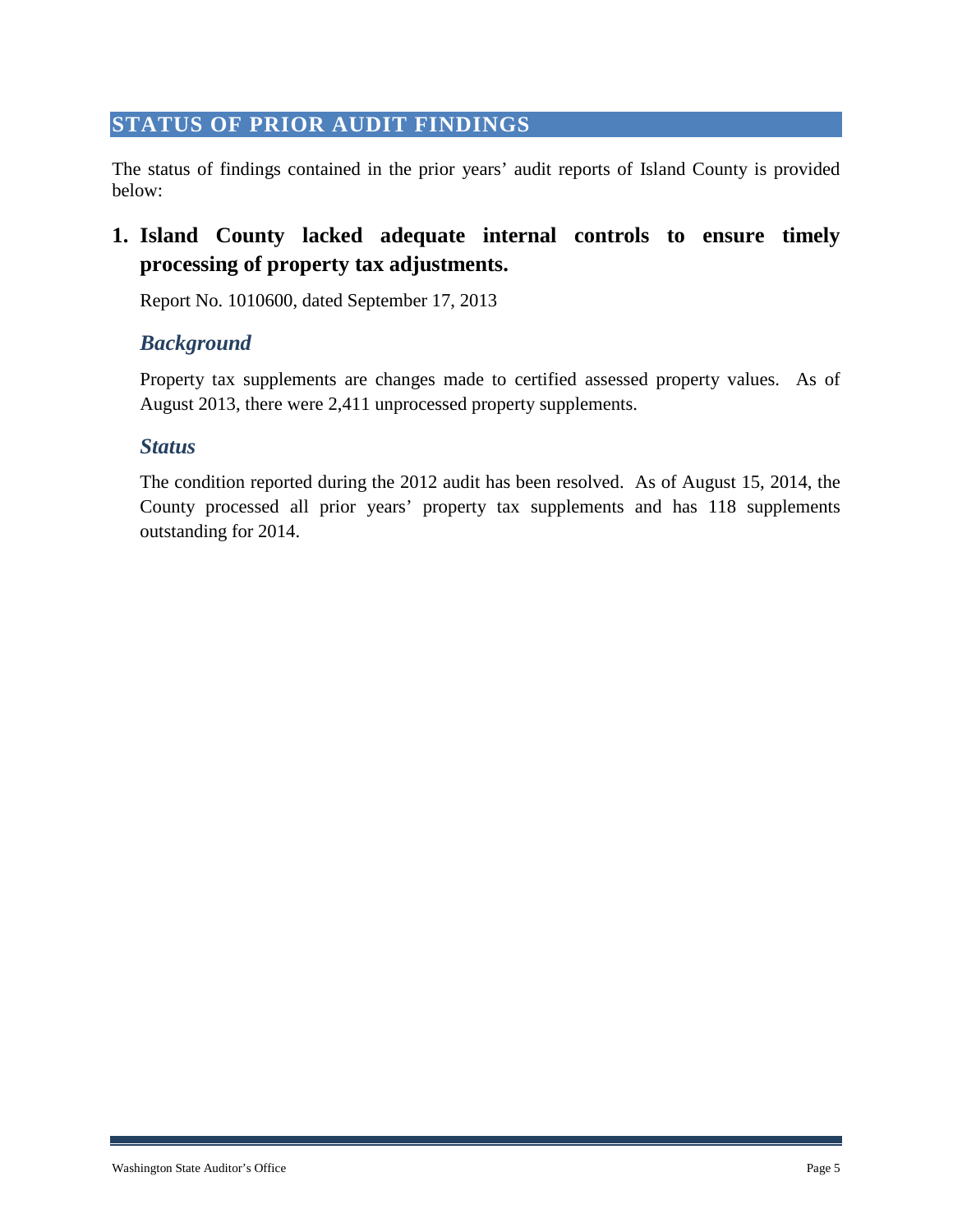## STATUS OF PRIOR AUDIT FINDINGS

The status of findings contained in the prior years' audit reports of Island County is provided below:

### 1. Island County lacked adequate internal controls to ensure timely processing of property tax adjustments.

Report No. 1010600, dated September 17, 2013

#### *Background*

Property tax supplements are changes made to certified assessed property values. As of August 2013, there were 2,411 unprocessed property supplements.

#### *Status*

The condition reported during the 2012 audit has been resolved. As of August 15, 2014, the County processed all prior years' property tax supplements and has 118 supplements outstanding for 2014.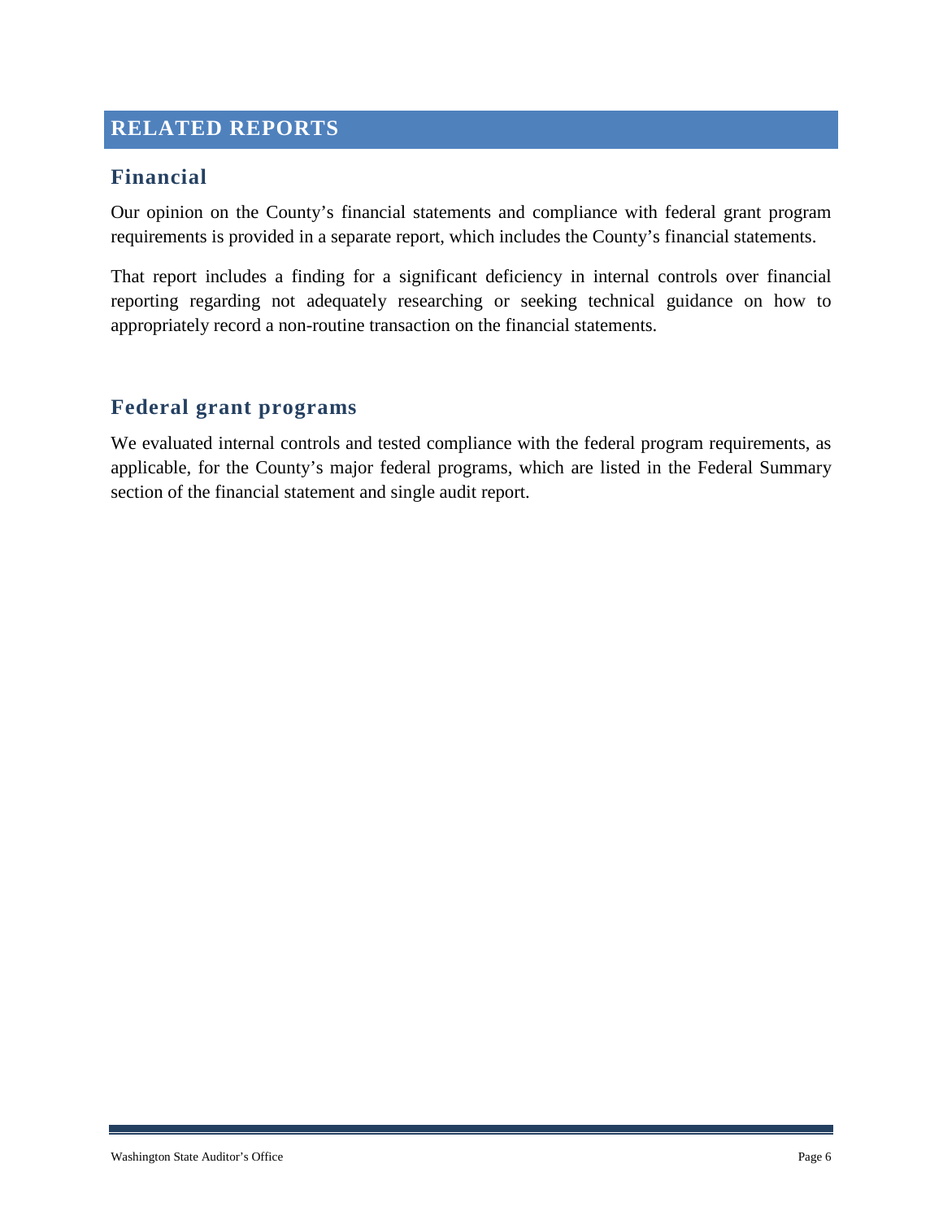# RELATED REPORTS

## Financial

Our opinion on the County's financial statements and compliance with federal grant program requirements is provided in a separate report, which includes the County's financial statements.

That report includes a finding for a significant deficiency in internal controls over financial reporting regarding not adequately researching or seeking technical guidance on how to appropriately record a non-routine transaction on the financial statements.

## Federal grant programs

We evaluated internal controls and tested compliance with the federal program requirements, as applicable, for the County's major federal programs, which are listed in the Federal Summary section of the financial statement and single audit report.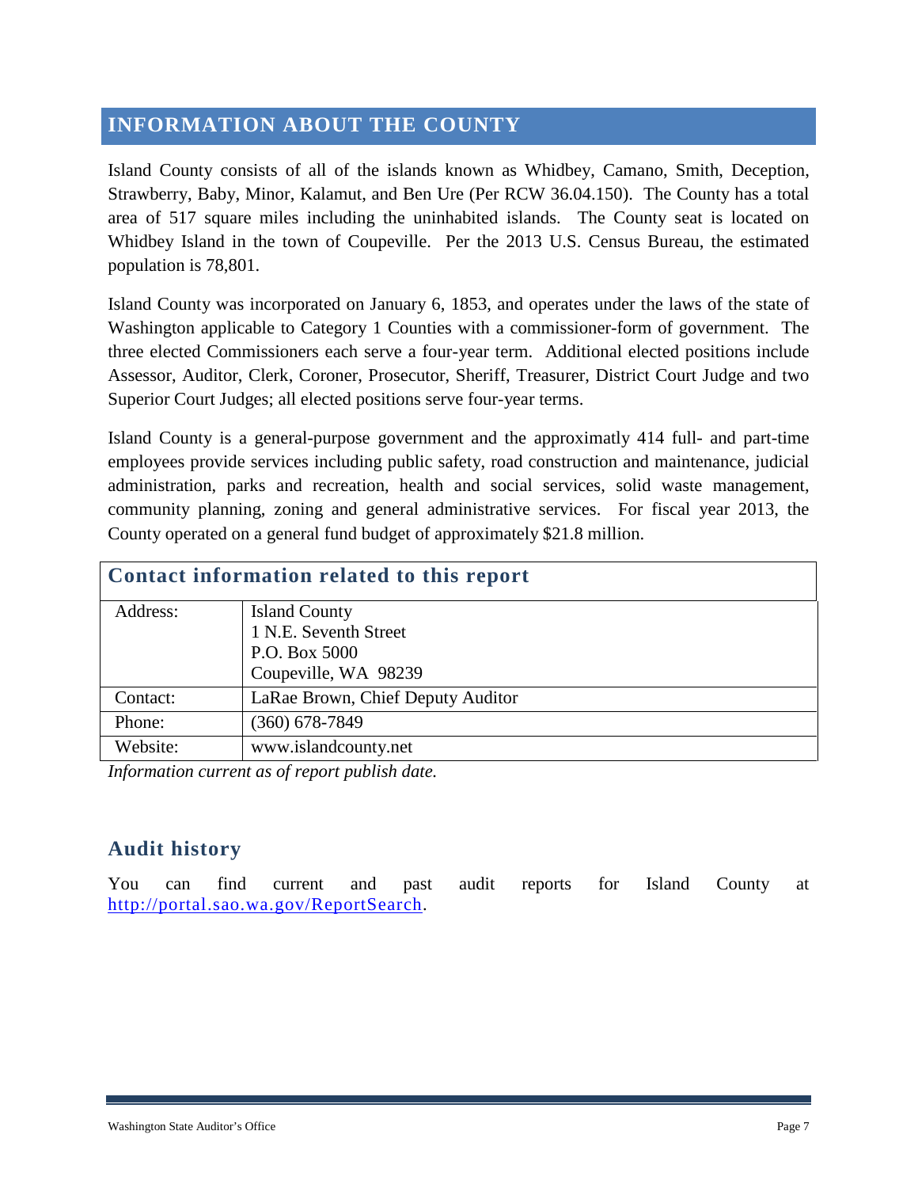# INFORMATION ABOUT THE COUNTY

Island County consists of all of the islands known as Whidbey, Camano, Smith, Deception, Strawberry, Baby, Minor, Kalamut, and Ben Ure (Per RCW 36.04.150). The County has a total area of 517 square miles including the uninhabited islands. The County seat is located on Whidbey Island in the town of Coupeville. Per the 2013 U.S. Census Bureau, the estimated population is 78,801.

Island County was incorporated on January 6, 1853, and operates under the laws of the state of Washington applicable to Category 1 Counties with a commissioner-form of government. The three elected Commissioners each serve a four-year term. Additional elected positions include Assessor, Auditor, Clerk, Coroner, Prosecutor, Sheriff, Treasurer, District Court Judge and two Superior Court Judges; all elected positions serve four-year terms.

Island County is a general-purpose government and the approximatly 414 full- and part-time employees provide services including public safety, road construction and maintenance, judicial administration, parks and recreation, health and social services, solid waste management, community planning, zoning and general administrative services. For fiscal year 2013, the County operated on a general fund budget of approximately $21.8 million.

## Contact information related to this report

| | |
|---|---|
| Address: | Island County<br>1 N.E. Seventh Street<br>P.O. Box 5000<br>Coupeville, WA 98239 |
| Contact: | LaRae Brown, Chief Deputy Auditor |
| Phone: | (360) 678-7849 |
| Website: | www.islandcounty.net |

*Information current as of report publish date.*

## Audit history

You can find current and past audit reports for Island County at http://portal.sao.wa.gov/ReportSearch.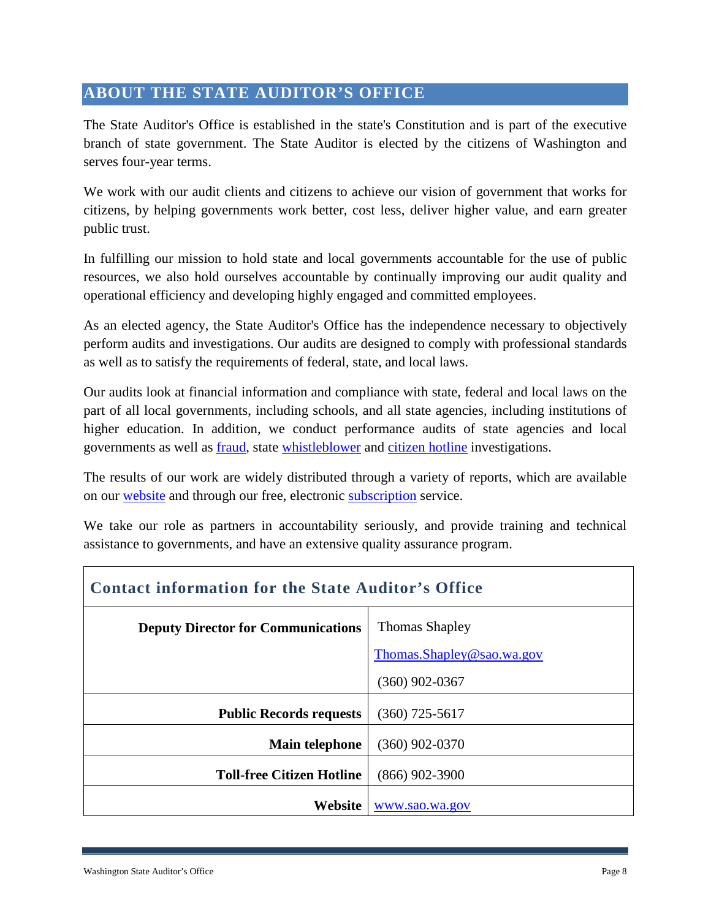## ABOUT THE STATE AUDITOR'S OFFICE

The State Auditor's Office is established in the state's Constitution and is part of the executive branch of state government. The State Auditor is elected by the citizens of Washington and serves four-year terms.

We work with our audit clients and citizens to achieve our vision of government that works for citizens, by helping governments work better, cost less, deliver higher value, and earn greater public trust.

In fulfilling our mission to hold state and local governments accountable for the use of public resources, we also hold ourselves accountable by continually improving our audit quality and operational efficiency and developing highly engaged and committed employees.

As an elected agency, the State Auditor's Office has the independence necessary to objectively perform audits and investigations. Our audits are designed to comply with professional standards as well as to satisfy the requirements of federal, state, and local laws.

Our audits look at financial information and compliance with state, federal and local laws on the part of all local governments, including schools, and all state agencies, including institutions of higher education. In addition, we conduct performance audits of state agencies and local governments as well as fraud, state whistleblower and citizen hotline investigations.

The results of our work are widely distributed through a variety of reports, which are available on our website and through our free, electronic subscription service.

We take our role as partners in accountability seriously, and provide training and technical assistance to governments, and have an extensive quality assurance program.

| Contact information for the State Auditor's Office | |
|---|---|
| **Deputy Director for Communications** | Thomas Shapley<br>Thomas.Shapley@sao.wa.gov<br>(360) 902-0367 |
| **Public Records requests** | (360) 725-5617 |
| **Main telephone** | (360) 902-0370 |
| **Toll-free Citizen Hotline** | (866) 902-3900 |
| **Website** | www.sao.wa.gov |